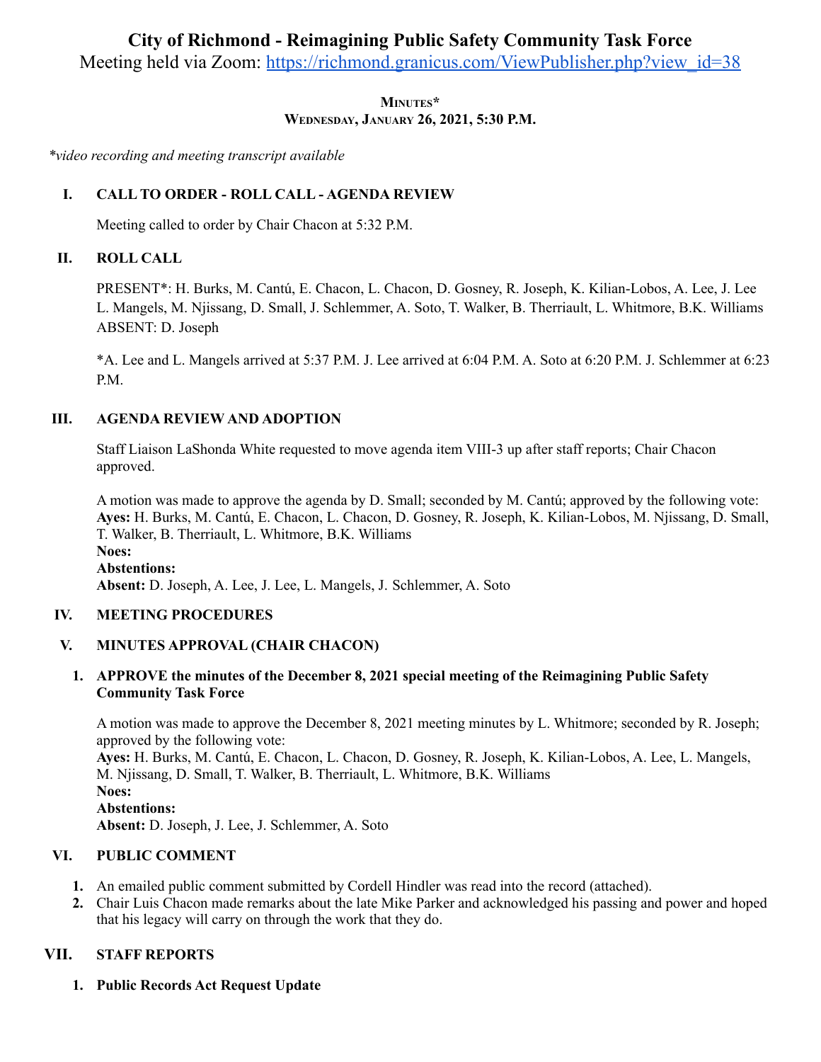# City of Richmond - Reimagining Public Safety Community Task Force

Meeting held via Zoom: [https://richmond.granicus.com/ViewPublisher.php?view_id=38](https://richmond.granicus.com/ViewPublisher.php?view_id=38)

**MINUTES***

**WEDNESDAY, JANUARY 26, 2021, 5:30 P.M.**

*\*video recording and meeting transcript available*

## I. CALL TO ORDER - ROLL CALL - AGENDA REVIEW

Meeting called to order by Chair Chacon at 5:32 P.M.

## II. ROLL CALL

PRESENT*: H. Burks, M. Cantú, E. Chacon, L. Chacon, D. Gosney, R. Joseph, K. Kilian-Lobos, A. Lee, J. Lee L. Mangels, M. Njissang, D. Small, J. Schlemmer, A. Soto, T. Walker, B. Therriault, L. Whitmore, B.K. Williams
ABSENT: D. Joseph

*A. Lee and L. Mangels arrived at 5:37 P.M. J. Lee arrived at 6:04 P.M. A. Soto at 6:20 P.M. J. Schlemmer at 6:23 P.M.

## III. AGENDA REVIEW AND ADOPTION

Staff Liaison LaShonda White requested to move agenda item VIII-3 up after staff reports; Chair Chacon approved.

A motion was made to approve the agenda by D. Small; seconded by M. Cantú; approved by the following vote:
**Ayes:** H. Burks, M. Cantú, E. Chacon, L. Chacon, D. Gosney, R. Joseph, K. Kilian-Lobos, M. Njissang, D. Small, T. Walker, B. Therriault, L. Whitmore, B.K. Williams
**Noes:**
**Abstentions:**
**Absent:** D. Joseph, A. Lee, J. Lee, L. Mangels, J. Schlemmer, A. Soto

## IV. MEETING PROCEDURES

## V. MINUTES APPROVAL (CHAIR CHACON)

1. **APPROVE the minutes of the December 8, 2021 special meeting of the Reimagining Public Safety Community Task Force**

A motion was made to approve the December 8, 2021 meeting minutes by L. Whitmore; seconded by R. Joseph; approved by the following vote:
**Ayes:** H. Burks, M. Cantú, E. Chacon, L. Chacon, D. Gosney, R. Joseph, K. Kilian-Lobos, A. Lee, L. Mangels, M. Njissang, D. Small, T. Walker, B. Therriault, L. Whitmore, B.K. Williams
**Noes:**
**Abstentions:**
**Absent:** D. Joseph, J. Lee, J. Schlemmer, A. Soto

## VI. PUBLIC COMMENT

1. An emailed public comment submitted by Cordell Hindler was read into the record (attached).
2. Chair Luis Chacon made remarks about the late Mike Parker and acknowledged his passing and power and hoped that his legacy will carry on through the work that they do.

## VII. STAFF REPORTS

1. **Public Records Act Request Update**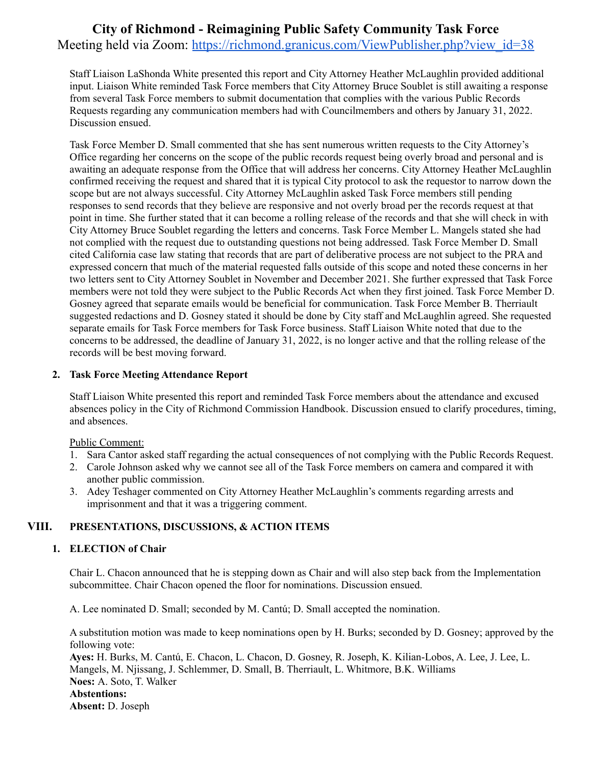Staff Liaison LaShonda White presented this report and City Attorney Heather McLaughlin provided additional input. Liaison White reminded Task Force members that City Attorney Bruce Soublet is still awaiting a response from several Task Force members to submit documentation that complies with the various Public Records Requests regarding any communication members had with Councilmembers and others by January 31, 2022. Discussion ensued.

Task Force Member D. Small commented that she has sent numerous written requests to the City Attorney's Office regarding her concerns on the scope of the public records request being overly broad and personal and is awaiting an adequate response from the Office that will address her concerns. City Attorney Heather McLaughlin confirmed receiving the request and shared that it is typical City protocol to ask the requestor to narrow down the scope but are not always successful. City Attorney McLaughlin asked Task Force members still pending responses to send records that they believe are responsive and not overly broad per the records request at that point in time. She further stated that it can become a rolling release of the records and that she will check in with City Attorney Bruce Soublet regarding the letters and concerns. Task Force Member L. Mangels stated she had not complied with the request due to outstanding questions not being addressed. Task Force Member D. Small cited California case law stating that records that are part of deliberative process are not subject to the PRA and expressed concern that much of the material requested falls outside of this scope and noted these concerns in her two letters sent to City Attorney Soublet in November and December 2021. She further expressed that Task Force members were not told they were subject to the Public Records Act when they first joined. Task Force Member D. Gosney agreed that separate emails would be beneficial for communication. Task Force Member B. Therriault suggested redactions and D. Gosney stated it should be done by City staff and McLaughlin agreed. She requested separate emails for Task Force members for Task Force business. Staff Liaison White noted that due to the concerns to be addressed, the deadline of January 31, 2022, is no longer active and that the rolling release of the records will be best moving forward.

**2. Task Force Meeting Attendance Report**

Staff Liaison White presented this report and reminded Task Force members about the attendance and excused absences policy in the City of Richmond Commission Handbook. Discussion ensued to clarify procedures, timing, and absences.

Public Comment:

1. Sara Cantor asked staff regarding the actual consequences of not complying with the Public Records Request.
2. Carole Johnson asked why we cannot see all of the Task Force members on camera and compared it with another public commission.
3. Adey Teshager commented on City Attorney Heather McLaughlin's comments regarding arrests and imprisonment and that it was a triggering comment.

## VIII. PRESENTATIONS, DISCUSSIONS, & ACTION ITEMS

**1. ELECTION of Chair**

Chair L. Chacon announced that he is stepping down as Chair and will also step back from the Implementation subcommittee. Chair Chacon opened the floor for nominations. Discussion ensued.

A. Lee nominated D. Small; seconded by M. Cantú; D. Small accepted the nomination.

A substitution motion was made to keep nominations open by H. Burks; seconded by D. Gosney; approved by the following vote:
**Ayes:** H. Burks, M. Cantú, E. Chacon, L. Chacon, D. Gosney, R. Joseph, K. Kilian-Lobos, A. Lee, J. Lee, L. Mangels, M. Njissang, J. Schlemmer, D. Small, B. Therriault, L. Whitmore, B.K. Williams
**Noes:** A. Soto, T. Walker
**Abstentions:**
**Absent:** D. Joseph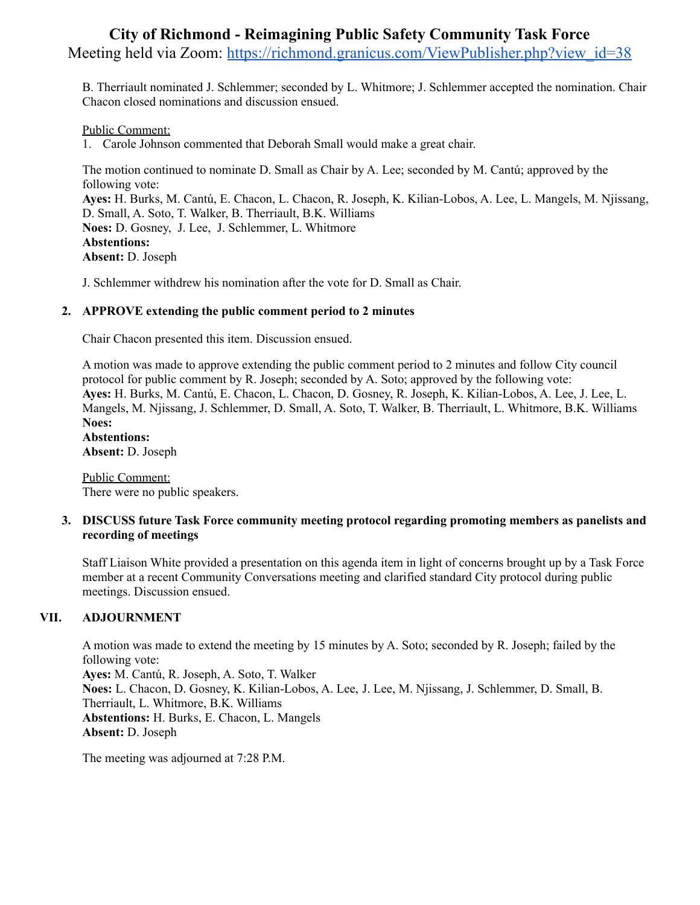B. Therriault nominated J. Schlemmer; seconded by L. Whitmore; J. Schlemmer accepted the nomination. Chair Chacon closed nominations and discussion ensued.

Public Comment:

1. Carole Johnson commented that Deborah Small would make a great chair.

The motion continued to nominate D. Small as Chair by A. Lee; seconded by M. Cantú; approved by the following vote:
**Ayes:** H. Burks, M. Cantú, E. Chacon, L. Chacon, R. Joseph, K. Kilian-Lobos, A. Lee, L. Mangels, M. Njissang, D. Small, A. Soto, T. Walker, B. Therriault, B.K. Williams
**Noes:** D. Gosney, J. Lee, J. Schlemmer, L. Whitmore
**Abstentions:**
**Absent:** D. Joseph

J. Schlemmer withdrew his nomination after the vote for D. Small as Chair.

2. **APPROVE extending the public comment period to 2 minutes**

Chair Chacon presented this item. Discussion ensued.

A motion was made to approve extending the public comment period to 2 minutes and follow City council protocol for public comment by R. Joseph; seconded by A. Soto; approved by the following vote:
**Ayes:** H. Burks, M. Cantú, E. Chacon, L. Chacon, D. Gosney, R. Joseph, K. Kilian-Lobos, A. Lee, J. Lee, L. Mangels, M. Njissang, J. Schlemmer, D. Small, A. Soto, T. Walker, B. Therriault, L. Whitmore, B.K. Williams
**Noes:**
**Abstentions:**
**Absent:** D. Joseph

Public Comment:
There were no public speakers.

3. **DISCUSS future Task Force community meeting protocol regarding promoting members as panelists and recording of meetings**

Staff Liaison White provided a presentation on this agenda item in light of concerns brought up by a Task Force member at a recent Community Conversations meeting and clarified standard City protocol during public meetings. Discussion ensued.

## VII. ADJOURNMENT

A motion was made to extend the meeting by 15 minutes by A. Soto; seconded by R. Joseph; failed by the following vote:
**Ayes:** M. Cantú, R. Joseph, A. Soto, T. Walker
**Noes:** L. Chacon, D. Gosney, K. Kilian-Lobos, A. Lee, J. Lee, M. Njissang, J. Schlemmer, D. Small, B. Therriault, L. Whitmore, B.K. Williams
**Abstentions:** H. Burks, E. Chacon, L. Mangels
**Absent:** D. Joseph

The meeting was adjourned at 7:28 P.M.